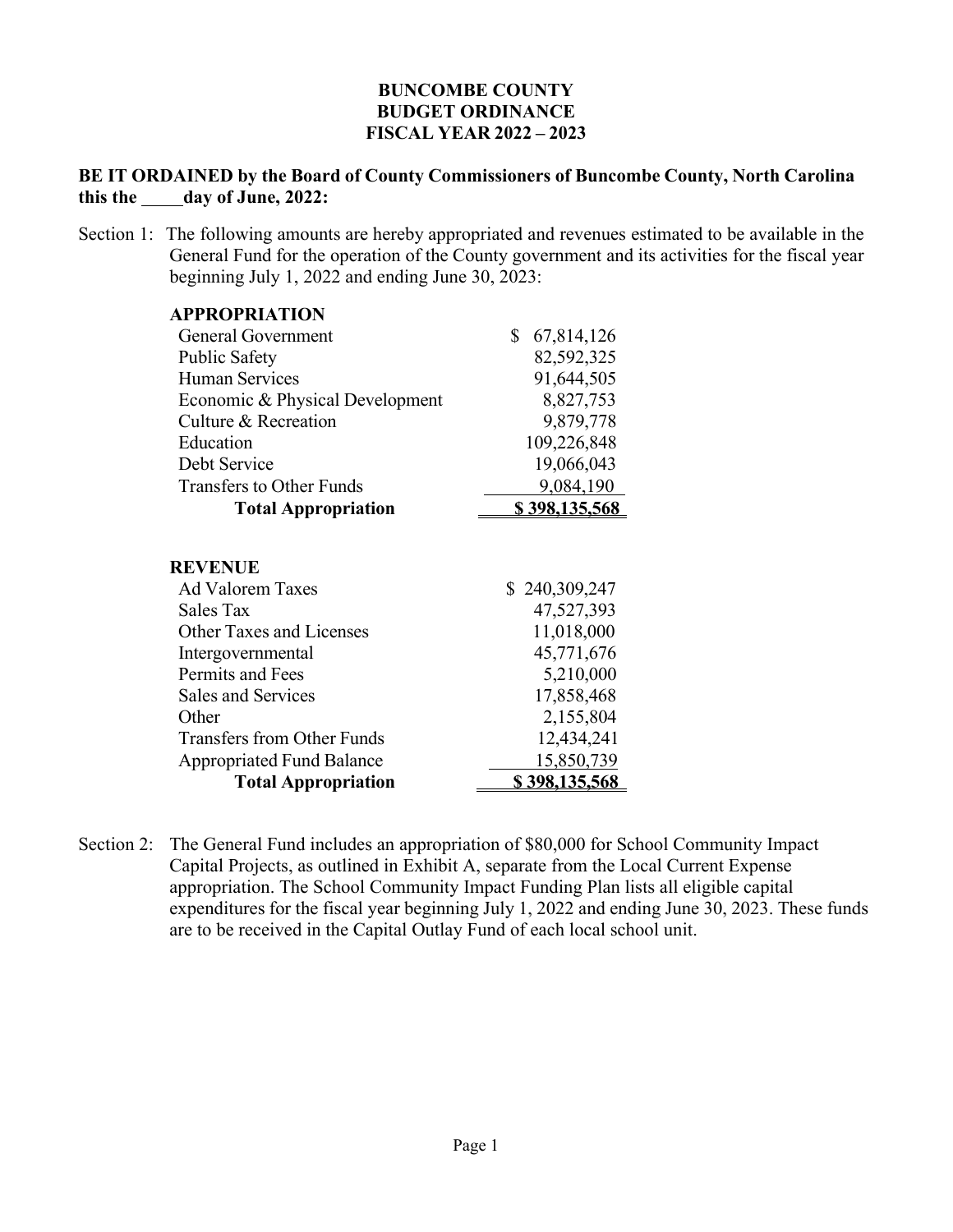# BUNCOMBE COUNTY
# BUDGET ORDINANCE
# FISCAL YEAR 2022 – 2023

**BE IT ORDAINED by the Board of County Commissioners of Buncombe County, North Carolina this the \_\_\_\_\_day of June, 2022:**

Section 1: The following amounts are hereby appropriated and revenues estimated to be available in the General Fund for the operation of the County government and its activities for the fiscal year beginning July 1, 2022 and ending June 30, 2023:

| **APPROPRIATION** | |
|---|---|
| General Government | $ 67,814,126 |
| Public Safety | 82,592,325 |
| Human Services | 91,644,505 |
| Economic & Physical Development | 8,827,753 |
| Culture & Recreation | 9,879,778 |
| Education | 109,226,848 |
| Debt Service | 19,066,043 |
| Transfers to Other Funds | 9,084,190 |
| **Total Appropriation** | **$ 398,135,568** |

| **REVENUE** | |
|---|---|
| Ad Valorem Taxes | $ 240,309,247 |
| Sales Tax | 47,527,393 |
| Other Taxes and Licenses | 11,018,000 |
| Intergovernmental | 45,771,676 |
| Permits and Fees | 5,210,000 |
| Sales and Services | 17,858,468 |
| Other | 2,155,804 |
| Transfers from Other Funds | 12,434,241 |
| Appropriated Fund Balance | 15,850,739 |
| **Total Appropriation** | **$ 398,135,568** |

Section 2: The General Fund includes an appropriation of $80,000 for School Community Impact Capital Projects, as outlined in Exhibit A, separate from the Local Current Expense appropriation. The School Community Impact Funding Plan lists all eligible capital expenditures for the fiscal year beginning July 1, 2022 and ending June 30, 2023. These funds are to be received in the Capital Outlay Fund of each local school unit.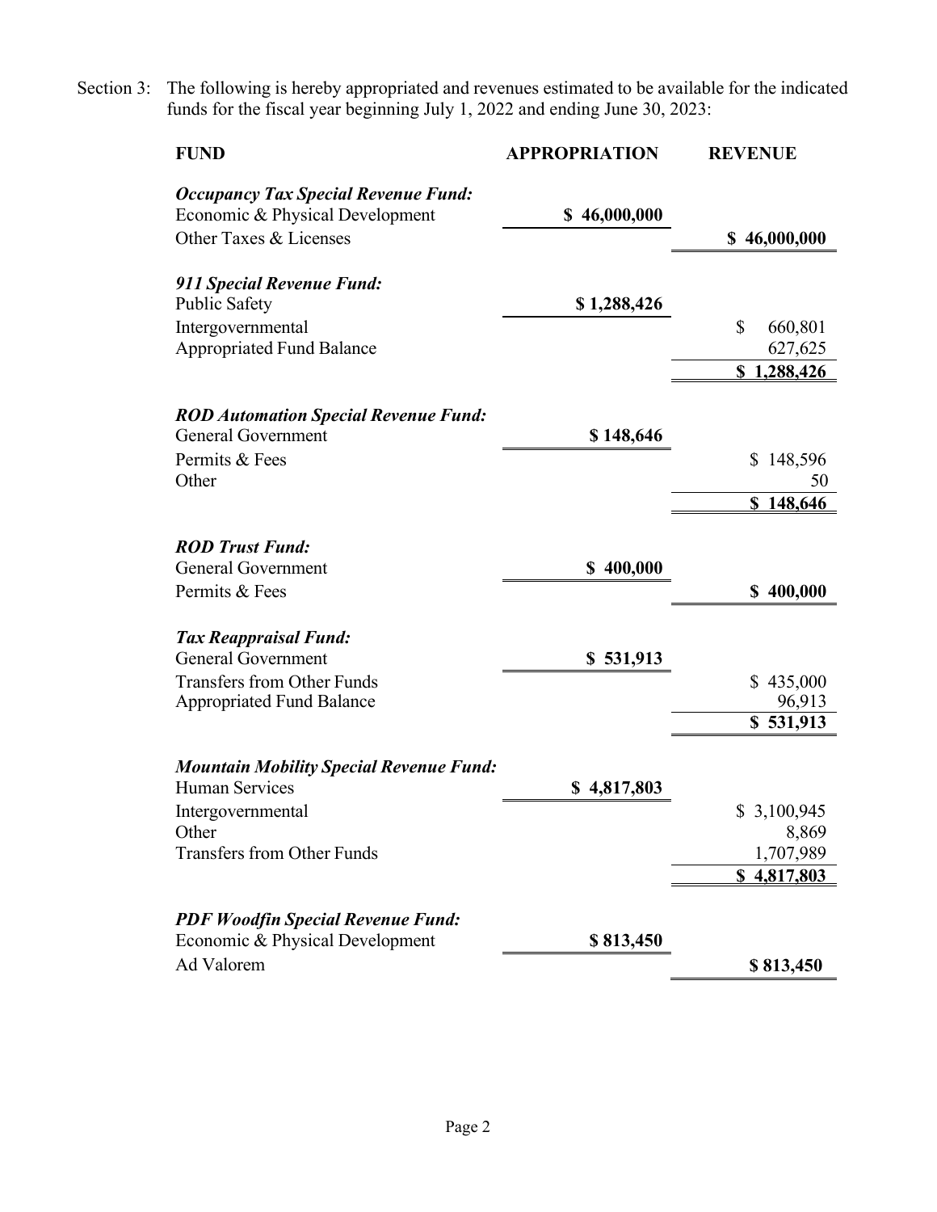Section 3: The following is hereby appropriated and revenues estimated to be available for the indicated funds for the fiscal year beginning July 1, 2022 and ending June 30, 2023:

| FUND | APPROPRIATION | REVENUE |
|---|---|---|
| ***Occupancy Tax Special Revenue Fund:*** | | |
| Economic & Physical Development | **$ 46,000,000** | |
| Other Taxes & Licenses | | **$ 46,000,000** |
| | | |
| ***911 Special Revenue Fund:*** | | |
| Public Safety | **$ 1,288,426** | |
| Intergovernmental | | $ 660,801 |
| Appropriated Fund Balance | | 627,625 |
| | | **$ 1,288,426** |
| | | |
| ***ROD Automation Special Revenue Fund:*** | | |
| General Government | **$ 148,646** | |
| Permits & Fees | | $ 148,596 |
| Other | | 50 |
| | | **$ 148,646** |
| | | |
| ***ROD Trust Fund:*** | | |
| General Government | **$ 400,000** | |
| Permits & Fees | | **$ 400,000** |
| | | |
| ***Tax Reappraisal Fund:*** | | |
| General Government | **$ 531,913** | |
| Transfers from Other Funds | | $ 435,000 |
| Appropriated Fund Balance | | 96,913 |
| | | **$ 531,913** |
| | | |
| ***Mountain Mobility Special Revenue Fund:*** | | |
| Human Services | **$ 4,817,803** | |
| Intergovernmental | | $ 3,100,945 |
| Other | | 8,869 |
| Transfers from Other Funds | | 1,707,989 |
| | | **$ 4,817,803** |
| | | |
| ***PDF Woodfin Special Revenue Fund:*** | | |
| Economic & Physical Development | **$ 813,450** | |
| Ad Valorem | | **$ 813,450** |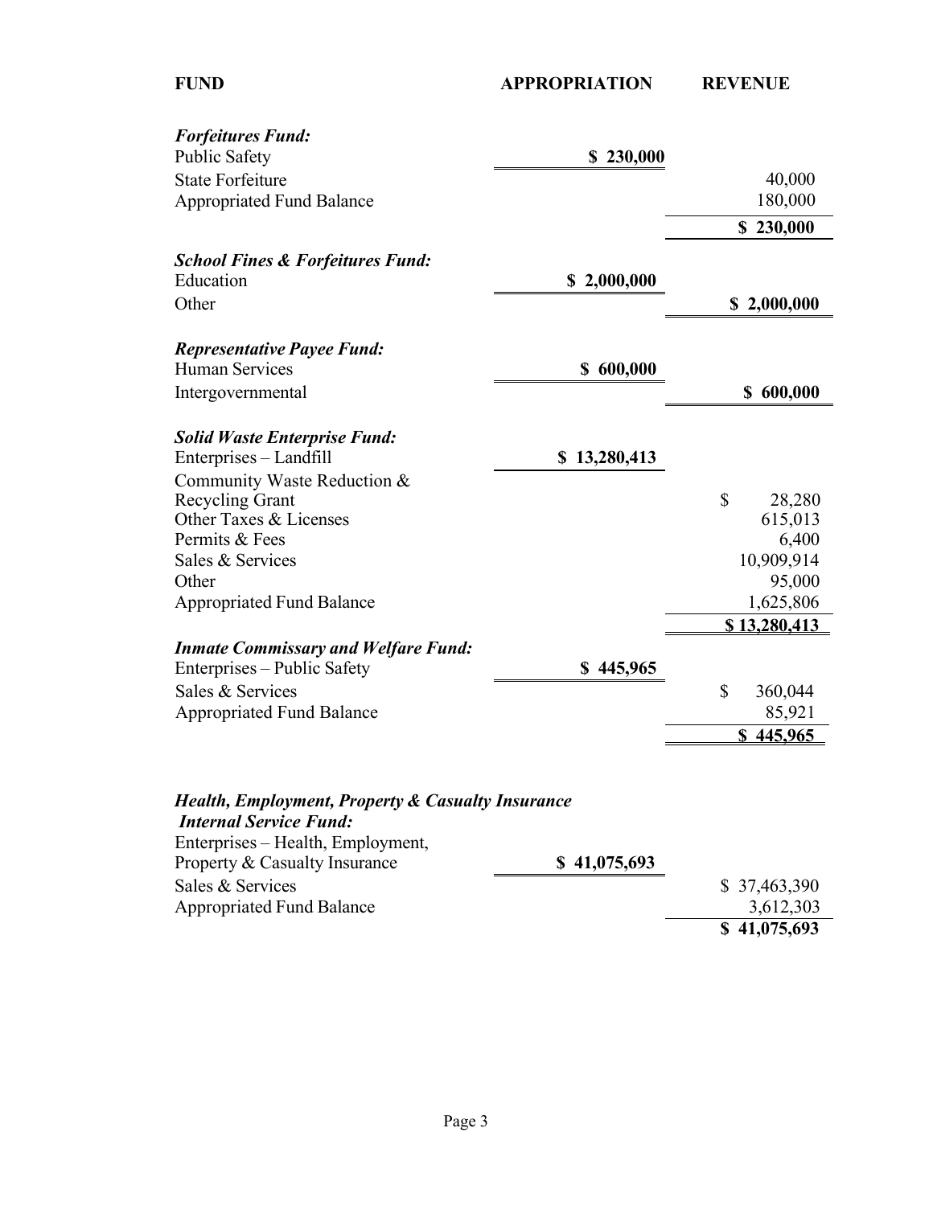| FUND | APPROPRIATION | REVENUE |
|---|---|---|
| ***Forfeitures Fund:*** | | |
| Public Safety | **$ 230,000** | |
| State Forfeiture | | 40,000 |
| Appropriated Fund Balance | | 180,000 |
| | | **$ 230,000** |
| ***School Fines & Forfeitures Fund:*** | | |
| Education | **$ 2,000,000** | |
| Other | | **$ 2,000,000** |
| ***Representative Payee Fund:*** | | |
| Human Services | **$ 600,000** | |
| Intergovernmental | | **$ 600,000** |
| ***Solid Waste Enterprise Fund:*** | | |
| Enterprises – Landfill | **$ 13,280,413** | |
| Community Waste Reduction & Recycling Grant | | $ 28,280 |
| Other Taxes & Licenses | | 615,013 |
| Permits & Fees | | 6,400 |
| Sales & Services | | 10,909,914 |
| Other | | 95,000 |
| Appropriated Fund Balance | | 1,625,806 |
| | | **$ 13,280,413** |
| ***Inmate Commissary and Welfare Fund:*** | | |
| Enterprises – Public Safety | **$ 445,965** | |
| Sales & Services | | $ 360,044 |
| Appropriated Fund Balance | | 85,921 |
| | | **$ 445,965** |
| ***Health, Employment, Property & Casualty Insurance Internal Service Fund:*** | | |
| Enterprises – Health, Employment, Property & Casualty Insurance | **$ 41,075,693** | |
| Sales & Services | | $ 37,463,390 |
| Appropriated Fund Balance | | 3,612,303 |
| | | **$ 41,075,693** |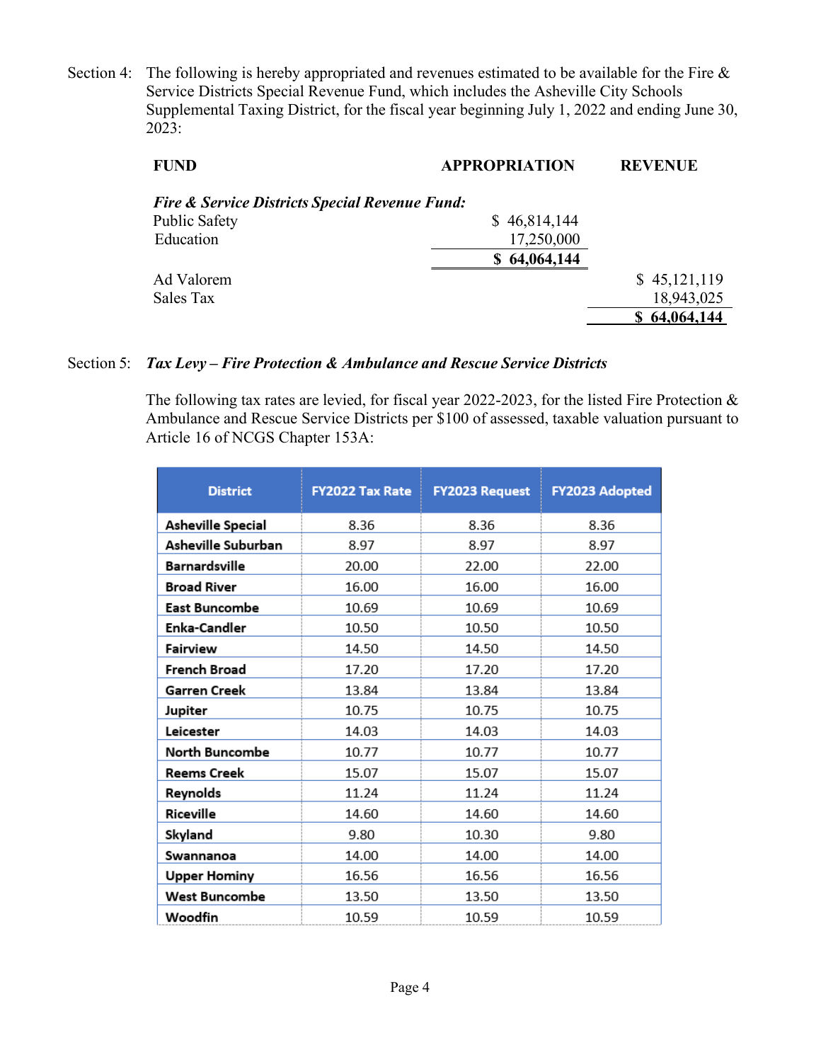Section 4: The following is hereby appropriated and revenues estimated to be available for the Fire & Service Districts Special Revenue Fund, which includes the Asheville City Schools Supplemental Taxing District, for the fiscal year beginning July 1, 2022 and ending June 30, 2023:

| FUND | APPROPRIATION | REVENUE |
|---|---|---|
| ***Fire & Service Districts Special Revenue Fund:*** | | |
| Public Safety | $ 46,814,144 | |
| Education | 17,250,000 | |
| | **$ 64,064,144** | |
| Ad Valorem | | $ 45,121,119 |
| Sales Tax | | 18,943,025 |
| | | **$ 64,064,144** |

Section 5: ***Tax Levy – Fire Protection & Ambulance and Rescue Service Districts***

The following tax rates are levied, for fiscal year 2022-2023, for the listed Fire Protection & Ambulance and Rescue Service Districts per $100 of assessed, taxable valuation pursuant to Article 16 of NCGS Chapter 153A:

| District | FY2022 Tax Rate | FY2023 Request | FY2023 Adopted |
|---|---|---|---|
| Asheville Special | 8.36 | 8.36 | 8.36 |
| Asheville Suburban | 8.97 | 8.97 | 8.97 |
| Barnardsville | 20.00 | 22.00 | 22.00 |
| Broad River | 16.00 | 16.00 | 16.00 |
| East Buncombe | 10.69 | 10.69 | 10.69 |
| Enka-Candler | 10.50 | 10.50 | 10.50 |
| Fairview | 14.50 | 14.50 | 14.50 |
| French Broad | 17.20 | 17.20 | 17.20 |
| Garren Creek | 13.84 | 13.84 | 13.84 |
| Jupiter | 10.75 | 10.75 | 10.75 |
| Leicester | 14.03 | 14.03 | 14.03 |
| North Buncombe | 10.77 | 10.77 | 10.77 |
| Reems Creek | 15.07 | 15.07 | 15.07 |
| Reynolds | 11.24 | 11.24 | 11.24 |
| Riceville | 14.60 | 14.60 | 14.60 |
| Skyland | 9.80 | 10.30 | 9.80 |
| Swannanoa | 14.00 | 14.00 | 14.00 |
| Upper Hominy | 16.56 | 16.56 | 16.56 |
| West Buncombe | 13.50 | 13.50 | 13.50 |
| Woodfin | 10.59 | 10.59 | 10.59 |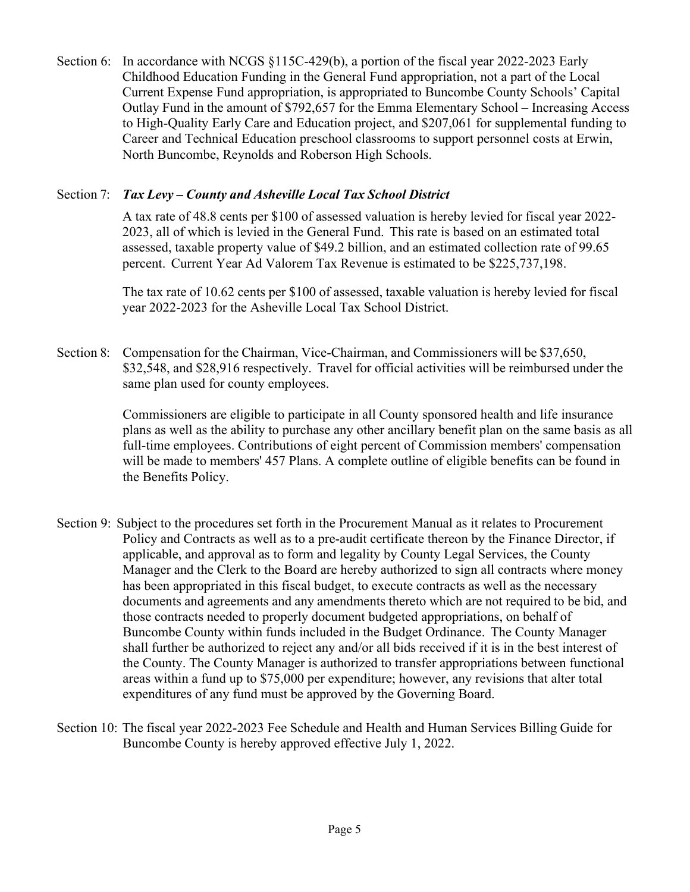Section 6: In accordance with NCGS §115C-429(b), a portion of the fiscal year 2022-2023 Early Childhood Education Funding in the General Fund appropriation, not a part of the Local Current Expense Fund appropriation, is appropriated to Buncombe County Schools' Capital Outlay Fund in the amount of $792,657 for the Emma Elementary School – Increasing Access to High-Quality Early Care and Education project, and $207,061 for supplemental funding to Career and Technical Education preschool classrooms to support personnel costs at Erwin, North Buncombe, Reynolds and Roberson High Schools.

Section 7: ***Tax Levy – County and Asheville Local Tax School District***

A tax rate of 48.8 cents per $100 of assessed valuation is hereby levied for fiscal year 2022-2023, all of which is levied in the General Fund. This rate is based on an estimated total assessed, taxable property value of $49.2 billion, and an estimated collection rate of 99.65 percent. Current Year Ad Valorem Tax Revenue is estimated to be $225,737,198.

The tax rate of 10.62 cents per $100 of assessed, taxable valuation is hereby levied for fiscal year 2022-2023 for the Asheville Local Tax School District.

Section 8: Compensation for the Chairman, Vice-Chairman, and Commissioners will be $37,650, $32,548, and $28,916 respectively. Travel for official activities will be reimbursed under the same plan used for county employees.

Commissioners are eligible to participate in all County sponsored health and life insurance plans as well as the ability to purchase any other ancillary benefit plan on the same basis as all full-time employees. Contributions of eight percent of Commission members' compensation will be made to members' 457 Plans. A complete outline of eligible benefits can be found in the Benefits Policy.

Section 9: Subject to the procedures set forth in the Procurement Manual as it relates to Procurement Policy and Contracts as well as to a pre-audit certificate thereon by the Finance Director, if applicable, and approval as to form and legality by County Legal Services, the County Manager and the Clerk to the Board are hereby authorized to sign all contracts where money has been appropriated in this fiscal budget, to execute contracts as well as the necessary documents and agreements and any amendments thereto which are not required to be bid, and those contracts needed to properly document budgeted appropriations, on behalf of Buncombe County within funds included in the Budget Ordinance. The County Manager shall further be authorized to reject any and/or all bids received if it is in the best interest of the County. The County Manager is authorized to transfer appropriations between functional areas within a fund up to $75,000 per expenditure; however, any revisions that alter total expenditures of any fund must be approved by the Governing Board.

Section 10: The fiscal year 2022-2023 Fee Schedule and Health and Human Services Billing Guide for Buncombe County is hereby approved effective July 1, 2022.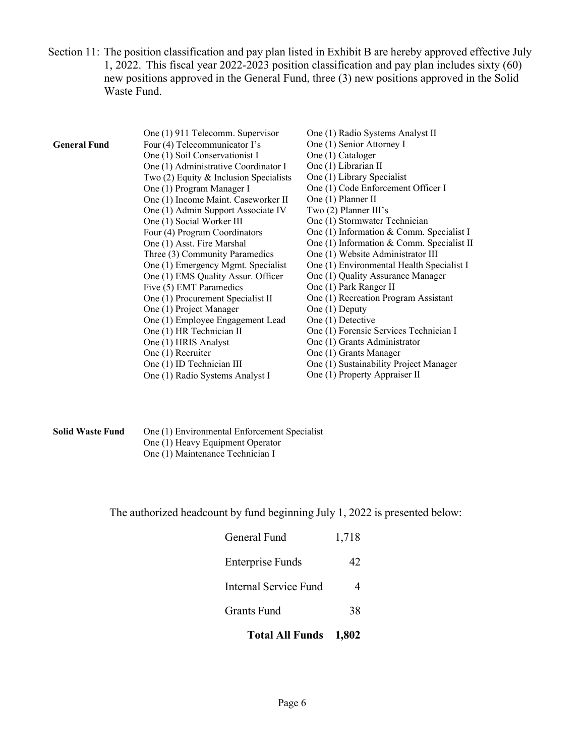Section 11: The position classification and pay plan listed in Exhibit B are hereby approved effective July 1, 2022. This fiscal year 2022-2023 position classification and pay plan includes sixty (60) new positions approved in the General Fund, three (3) new positions approved in the Solid Waste Fund.

**General Fund**

- One (1) 911 Telecomm. Supervisor
- Four (4) Telecommunicator I's
- One (1) Soil Conservationist I
- One (1) Administrative Coordinator I
- Two (2) Equity & Inclusion Specialists
- One (1) Program Manager I
- One (1) Income Maint. Caseworker II
- One (1) Admin Support Associate IV
- One (1) Social Worker III
- Four (4) Program Coordinators
- One (1) Asst. Fire Marshal
- Three (3) Community Paramedics
- One (1) Emergency Mgmt. Specialist
- One (1) EMS Quality Assur. Officer
- Five (5) EMT Paramedics
- One (1) Procurement Specialist II
- One (1) Project Manager
- One (1) Employee Engagement Lead
- One (1) HR Technician II
- One (1) HRIS Analyst
- One (1) Recruiter
- One (1) ID Technician III
- One (1) Radio Systems Analyst I
- One (1) Radio Systems Analyst II
- One (1) Senior Attorney I
- One (1) Cataloger
- One (1) Librarian II
- One (1) Library Specialist
- One (1) Code Enforcement Officer I
- One (1) Planner II
- Two (2) Planner III's
- One (1) Stormwater Technician
- One (1) Information & Comm. Specialist I
- One (1) Information & Comm. Specialist II
- One (1) Website Administrator III
- One (1) Environmental Health Specialist I
- One (1) Quality Assurance Manager
- One (1) Park Ranger II
- One (1) Recreation Program Assistant
- One (1) Deputy
- One (1) Detective
- One (1) Forensic Services Technician I
- One (1) Grants Administrator
- One (1) Grants Manager
- One (1) Sustainability Project Manager
- One (1) Property Appraiser II

**Solid Waste Fund**

- One (1) Environmental Enforcement Specialist
- One (1) Heavy Equipment Operator
- One (1) Maintenance Technician I

The authorized headcount by fund beginning July 1, 2022 is presented below:

| Fund | Headcount |
|---|---|
| General Fund | 1,718 |
| Enterprise Funds | 42 |
| Internal Service Fund | 4 |
| Grants Fund | 38 |
| **Total All Funds** | **1,802** |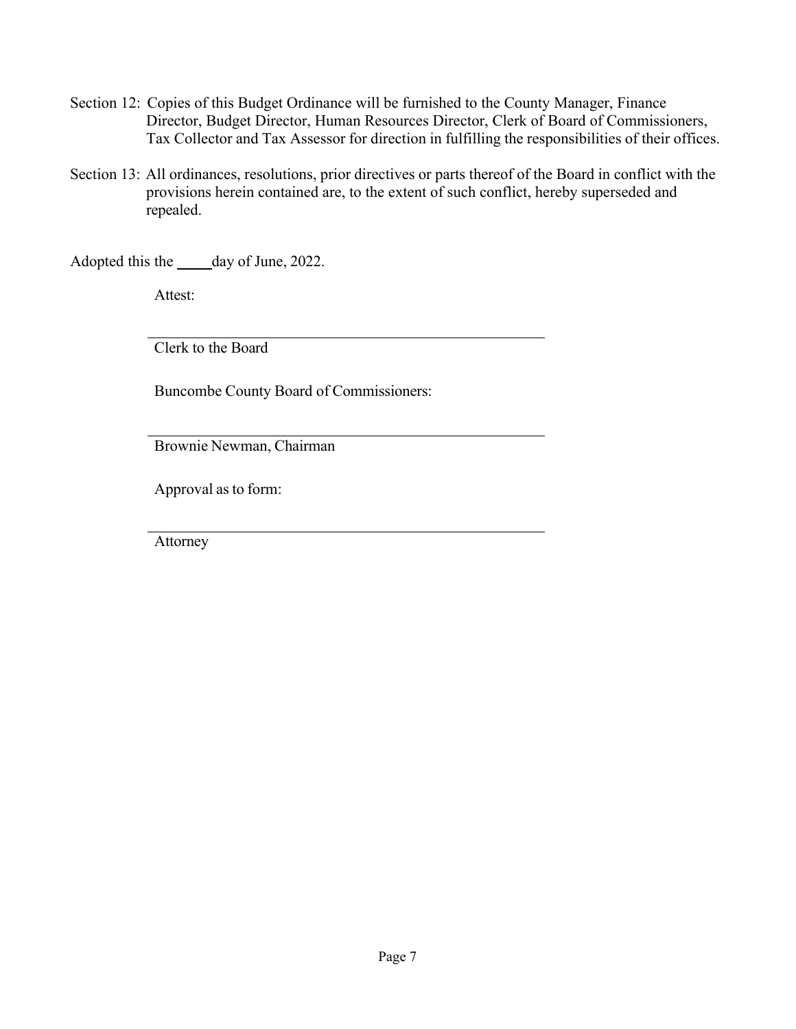Section 12: Copies of this Budget Ordinance will be furnished to the County Manager, Finance Director, Budget Director, Human Resources Director, Clerk of Board of Commissioners, Tax Collector and Tax Assessor for direction in fulfilling the responsibilities of their offices.

Section 13: All ordinances, resolutions, prior directives or parts thereof of the Board in conflict with the provisions herein contained are, to the extent of such conflict, hereby superseded and repealed.

Adopted this the _____ day of June, 2022.

Attest:

______________________________________________

Clerk to the Board

Buncombe County Board of Commissioners:

______________________________________________

Brownie Newman, Chairman

Approval as to form:

______________________________________________

Attorney